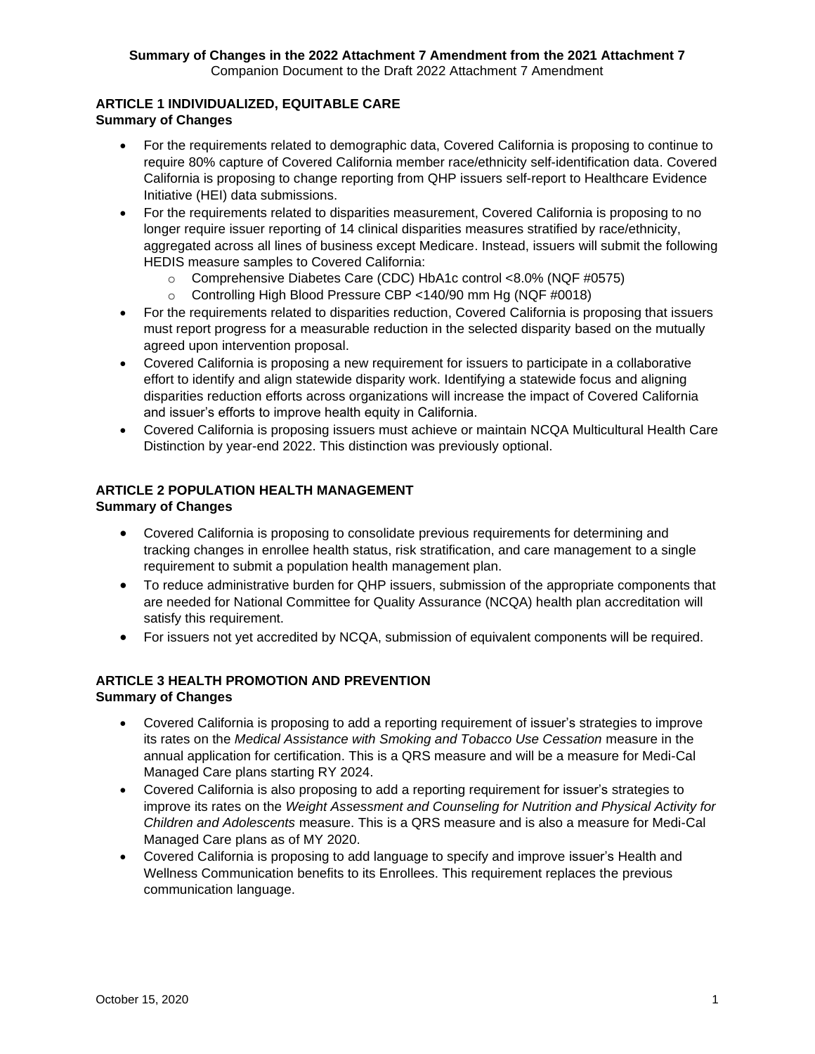**Summary of Changes in the 2022 Attachment 7 Amendment from the 2021 Attachment 7**

Companion Document to the Draft 2022 Attachment 7 Amendment

## ARTICLE 1 INDIVIDUALIZED, EQUITABLE CARE

**Summary of Changes**

- For the requirements related to demographic data, Covered California is proposing to continue to require 80% capture of Covered California member race/ethnicity self-identification data. Covered California is proposing to change reporting from QHP issuers self-report to Healthcare Evidence Initiative (HEI) data submissions.
- For the requirements related to disparities measurement, Covered California is proposing to no longer require issuer reporting of 14 clinical disparities measures stratified by race/ethnicity, aggregated across all lines of business except Medicare. Instead, issuers will submit the following HEDIS measure samples to Covered California:
  - Comprehensive Diabetes Care (CDC) HbA1c control <8.0% (NQF #0575)
  - Controlling High Blood Pressure CBP <140/90 mm Hg (NQF #0018)
- For the requirements related to disparities reduction, Covered California is proposing that issuers must report progress for a measurable reduction in the selected disparity based on the mutually agreed upon intervention proposal.
- Covered California is proposing a new requirement for issuers to participate in a collaborative effort to identify and align statewide disparity work. Identifying a statewide focus and aligning disparities reduction efforts across organizations will increase the impact of Covered California and issuer's efforts to improve health equity in California.
- Covered California is proposing issuers must achieve or maintain NCQA Multicultural Health Care Distinction by year-end 2022. This distinction was previously optional.

## ARTICLE 2 POPULATION HEALTH MANAGEMENT

**Summary of Changes**

- Covered California is proposing to consolidate previous requirements for determining and tracking changes in enrollee health status, risk stratification, and care management to a single requirement to submit a population health management plan.
- To reduce administrative burden for QHP issuers, submission of the appropriate components that are needed for National Committee for Quality Assurance (NCQA) health plan accreditation will satisfy this requirement.
- For issuers not yet accredited by NCQA, submission of equivalent components will be required.

## ARTICLE 3 HEALTH PROMOTION AND PREVENTION

**Summary of Changes**

- Covered California is proposing to add a reporting requirement of issuer's strategies to improve its rates on the *Medical Assistance with Smoking and Tobacco Use Cessation* measure in the annual application for certification. This is a QRS measure and will be a measure for Medi-Cal Managed Care plans starting RY 2024.
- Covered California is also proposing to add a reporting requirement for issuer's strategies to improve its rates on the *Weight Assessment and Counseling for Nutrition and Physical Activity for Children and Adolescents* measure. This is a QRS measure and is also a measure for Medi-Cal Managed Care plans as of MY 2020.
- Covered California is proposing to add language to specify and improve issuer's Health and Wellness Communication benefits to its Enrollees. This requirement replaces the previous communication language.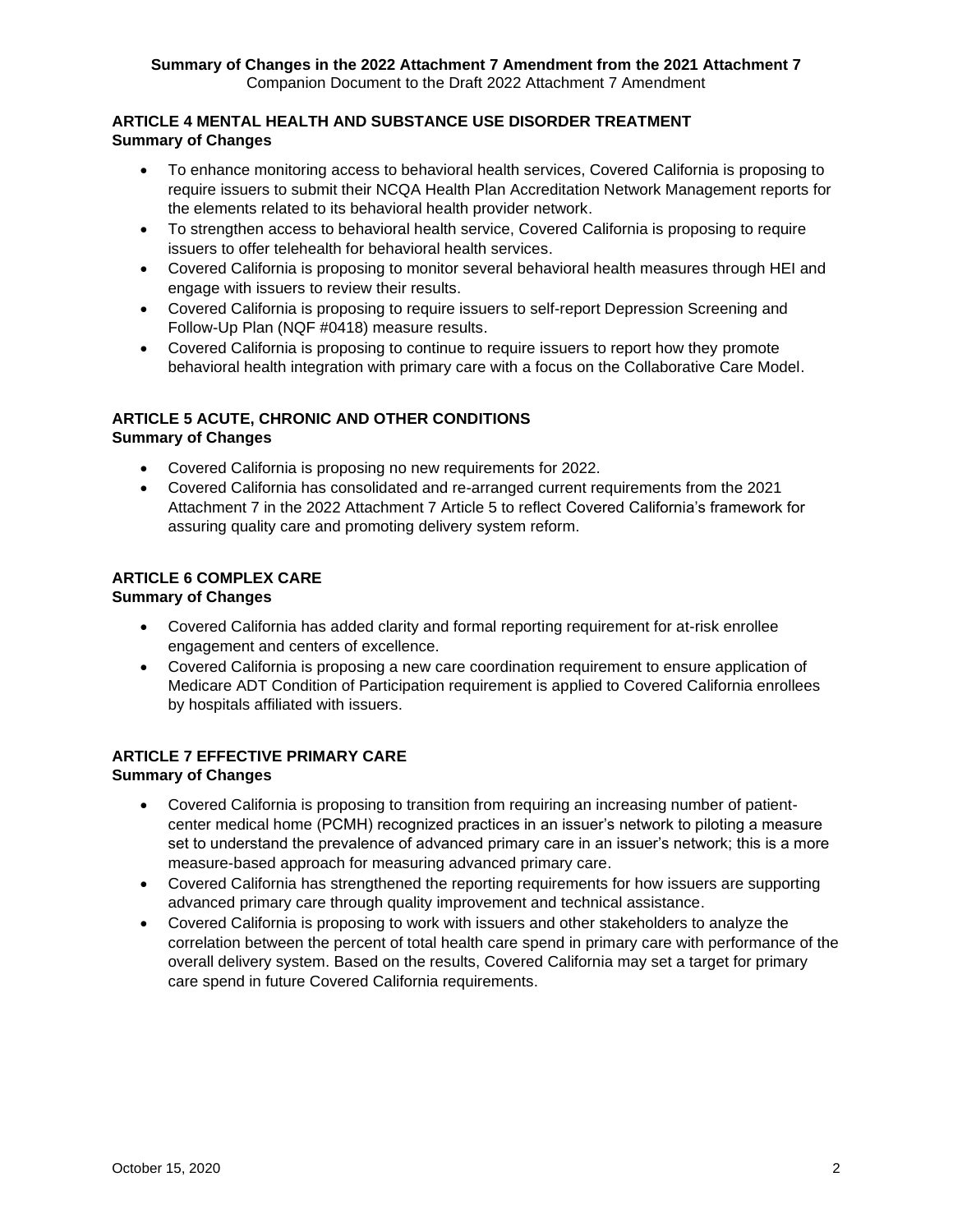## ARTICLE 4 MENTAL HEALTH AND SUBSTANCE USE DISORDER TREATMENT

**Summary of Changes**

- To enhance monitoring access to behavioral health services, Covered California is proposing to require issuers to submit their NCQA Health Plan Accreditation Network Management reports for the elements related to its behavioral health provider network.
- To strengthen access to behavioral health service, Covered California is proposing to require issuers to offer telehealth for behavioral health services.
- Covered California is proposing to monitor several behavioral health measures through HEI and engage with issuers to review their results.
- Covered California is proposing to require issuers to self-report Depression Screening and Follow-Up Plan (NQF #0418) measure results.
- Covered California is proposing to continue to require issuers to report how they promote behavioral health integration with primary care with a focus on the Collaborative Care Model.

## ARTICLE 5 ACUTE, CHRONIC AND OTHER CONDITIONS

**Summary of Changes**

- Covered California is proposing no new requirements for 2022.
- Covered California has consolidated and re-arranged current requirements from the 2021 Attachment 7 in the 2022 Attachment 7 Article 5 to reflect Covered California's framework for assuring quality care and promoting delivery system reform.

## ARTICLE 6 COMPLEX CARE

**Summary of Changes**

- Covered California has added clarity and formal reporting requirement for at-risk enrollee engagement and centers of excellence.
- Covered California is proposing a new care coordination requirement to ensure application of Medicare ADT Condition of Participation requirement is applied to Covered California enrollees by hospitals affiliated with issuers.

## ARTICLE 7 EFFECTIVE PRIMARY CARE

**Summary of Changes**

- Covered California is proposing to transition from requiring an increasing number of patient-center medical home (PCMH) recognized practices in an issuer's network to piloting a measure set to understand the prevalence of advanced primary care in an issuer's network; this is a more measure-based approach for measuring advanced primary care.
- Covered California has strengthened the reporting requirements for how issuers are supporting advanced primary care through quality improvement and technical assistance.
- Covered California is proposing to work with issuers and other stakeholders to analyze the correlation between the percent of total health care spend in primary care with performance of the overall delivery system. Based on the results, Covered California may set a target for primary care spend in future Covered California requirements.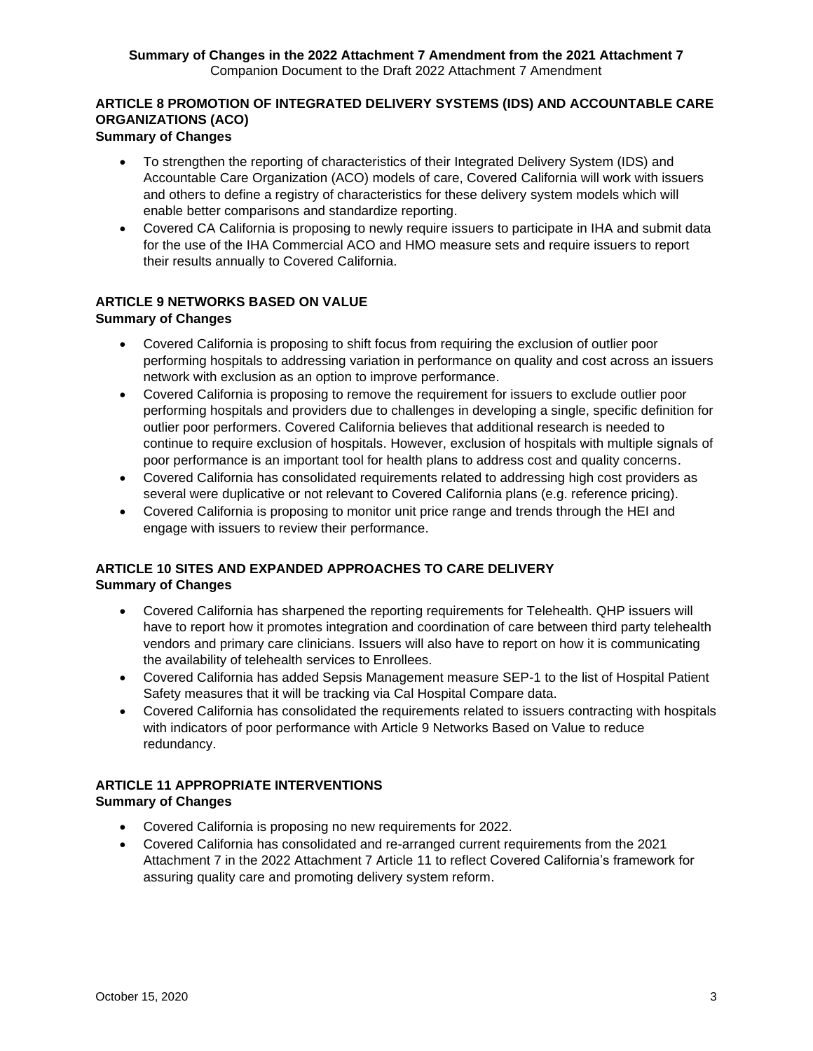## ARTICLE 8 PROMOTION OF INTEGRATED DELIVERY SYSTEMS (IDS) AND ACCOUNTABLE CARE ORGANIZATIONS (ACO)

**Summary of Changes**

- To strengthen the reporting of characteristics of their Integrated Delivery System (IDS) and Accountable Care Organization (ACO) models of care, Covered California will work with issuers and others to define a registry of characteristics for these delivery system models which will enable better comparisons and standardize reporting.
- Covered CA California is proposing to newly require issuers to participate in IHA and submit data for the use of the IHA Commercial ACO and HMO measure sets and require issuers to report their results annually to Covered California.

## ARTICLE 9 NETWORKS BASED ON VALUE

**Summary of Changes**

- Covered California is proposing to shift focus from requiring the exclusion of outlier poor performing hospitals to addressing variation in performance on quality and cost across an issuers network with exclusion as an option to improve performance.
- Covered California is proposing to remove the requirement for issuers to exclude outlier poor performing hospitals and providers due to challenges in developing a single, specific definition for outlier poor performers. Covered California believes that additional research is needed to continue to require exclusion of hospitals. However, exclusion of hospitals with multiple signals of poor performance is an important tool for health plans to address cost and quality concerns.
- Covered California has consolidated requirements related to addressing high cost providers as several were duplicative or not relevant to Covered California plans (e.g. reference pricing).
- Covered California is proposing to monitor unit price range and trends through the HEI and engage with issuers to review their performance.

## ARTICLE 10 SITES AND EXPANDED APPROACHES TO CARE DELIVERY

**Summary of Changes**

- Covered California has sharpened the reporting requirements for Telehealth. QHP issuers will have to report how it promotes integration and coordination of care between third party telehealth vendors and primary care clinicians. Issuers will also have to report on how it is communicating the availability of telehealth services to Enrollees.
- Covered California has added Sepsis Management measure SEP-1 to the list of Hospital Patient Safety measures that it will be tracking via Cal Hospital Compare data.
- Covered California has consolidated the requirements related to issuers contracting with hospitals with indicators of poor performance with Article 9 Networks Based on Value to reduce redundancy.

## ARTICLE 11 APPROPRIATE INTERVENTIONS

**Summary of Changes**

- Covered California is proposing no new requirements for 2022.
- Covered California has consolidated and re-arranged current requirements from the 2021 Attachment 7 in the 2022 Attachment 7 Article 11 to reflect Covered California's framework for assuring quality care and promoting delivery system reform.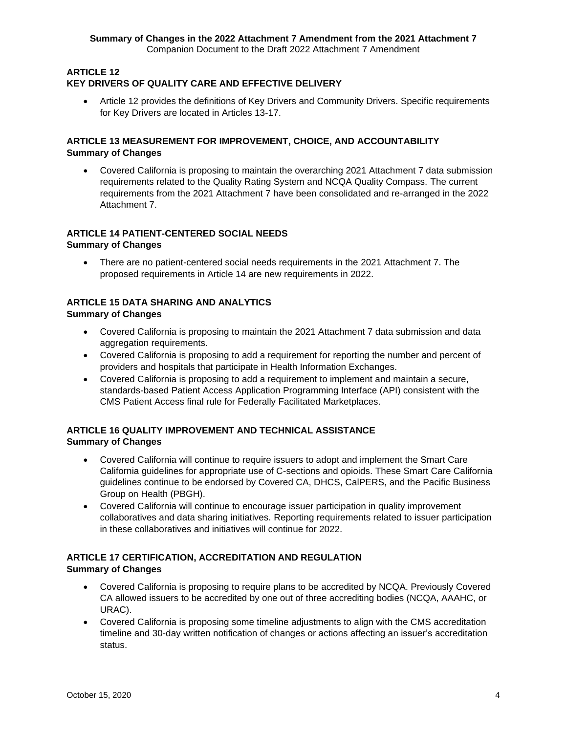## ARTICLE 12
## KEY DRIVERS OF QUALITY CARE AND EFFECTIVE DELIVERY

- Article 12 provides the definitions of Key Drivers and Community Drivers. Specific requirements for Key Drivers are located in Articles 13-17.

## ARTICLE 13 MEASUREMENT FOR IMPROVEMENT, CHOICE, AND ACCOUNTABILITY

**Summary of Changes**

- Covered California is proposing to maintain the overarching 2021 Attachment 7 data submission requirements related to the Quality Rating System and NCQA Quality Compass. The current requirements from the 2021 Attachment 7 have been consolidated and re-arranged in the 2022 Attachment 7.

## ARTICLE 14 PATIENT-CENTERED SOCIAL NEEDS

**Summary of Changes**

- There are no patient-centered social needs requirements in the 2021 Attachment 7. The proposed requirements in Article 14 are new requirements in 2022.

## ARTICLE 15 DATA SHARING AND ANALYTICS

**Summary of Changes**

- Covered California is proposing to maintain the 2021 Attachment 7 data submission and data aggregation requirements.
- Covered California is proposing to add a requirement for reporting the number and percent of providers and hospitals that participate in Health Information Exchanges.
- Covered California is proposing to add a requirement to implement and maintain a secure, standards-based Patient Access Application Programming Interface (API) consistent with the CMS Patient Access final rule for Federally Facilitated Marketplaces.

## ARTICLE 16 QUALITY IMPROVEMENT AND TECHNICAL ASSISTANCE

**Summary of Changes**

- Covered California will continue to require issuers to adopt and implement the Smart Care California guidelines for appropriate use of C-sections and opioids. These Smart Care California guidelines continue to be endorsed by Covered CA, DHCS, CalPERS, and the Pacific Business Group on Health (PBGH).
- Covered California will continue to encourage issuer participation in quality improvement collaboratives and data sharing initiatives. Reporting requirements related to issuer participation in these collaboratives and initiatives will continue for 2022.

## ARTICLE 17 CERTIFICATION, ACCREDITATION AND REGULATION

**Summary of Changes**

- Covered California is proposing to require plans to be accredited by NCQA. Previously Covered CA allowed issuers to be accredited by one out of three accrediting bodies (NCQA, AAAHC, or URAC).
- Covered California is proposing some timeline adjustments to align with the CMS accreditation timeline and 30-day written notification of changes or actions affecting an issuer's accreditation status.